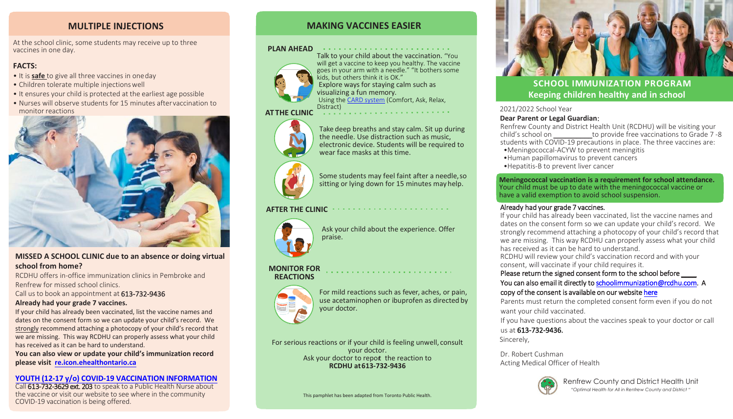## MULTIPLE INJECTIONS

At the school clinic, some students may receive up to three vaccines in one day.

**FACTS:**

- It is **safe** to give all three vaccines in one day
- Children tolerate multiple injections well
- It ensures your child is protected at the earliest age possible
- Nurses will observe students for 15 minutes after vaccination to monitor reactions

### MISSED A SCHOOL CLINIC due to an absence or doing virtual school from home?

RCDHU offers in-office immunization clinics in Pembroke and Renfrew for missed school clinics.

Call us to book an appointment at 613-732-9436

**Already had your grade 7 vaccines.**

If your child has already been vaccinated, list the vaccine names and dates on the consent form so we can update your child's record. We strongly recommend attaching a photocopy of your child's record that we are missing. This way RCDHU can properly assess what your child has received as it can be hard to understand.

**You can also view or update your child's immunization record please visit re.icon.ehealthontario.ca**

### YOUTH (12-17 y/o) COVID-19 VACCINATION INFORMATION

Call 613-732-3629 ext. 203 to speak to a Public Health Nurse about the vaccine or visit our website to see where in the community COVID-19 vaccination is being offered.

## MAKING VACCINES EASIER

### PLAN AHEAD

Talk to your child about the vaccination. "You will get a vaccine to keep you healthy. The vaccine goes in your arm with a needle." "It bothers some kids, but others think it is OK."

Explore ways for staying calm such as visualizing a fun memory.

Using the CARD system (Comfort, Ask, Relax, Distract)

### AT THE CLINIC

Take deep breaths and stay calm. Sit up during the needle. Use distraction such as music, electronic device. Students will be required to wear face masks at this time.

Some students may feel faint after a needle, so sitting or lying down for 15 minutes may help.

### AFTER THE CLINIC

Ask your child about the experience. Offer praise.

### MONITOR FOR REACTIONS

For mild reactions such as fever, aches, or pain, use acetaminophen or ibuprofen as directed by your doctor.

For serious reactions or if your child is feeling unwell, consult your doctor.
Ask your doctor to report the reaction to
**RCDHU at 613-732-9436**

This pamphlet has been adapted from Toronto Public Health.

## SCHOOL IMMUNIZATION PROGRAM
## Keeping children healthy and in school

2021/2022 School Year

**Dear Parent or Legal Guardian:**

Renfrew County and District Health Unit (RCDHU) will be visiting your child's school on __________ to provide free vaccinations to Grade 7 -8 students with COVID-19 precautions in place. The three vaccines are:

- Meningococcal-ACYW to prevent meningitis
- Human papillomavirus to prevent cancers
- Hepatitis-B to prevent liver cancer

**Meningococcal vaccination is a requirement for school attendance.** Your child must be up to date with the meningococcal vaccine or have a valid exemption to avoid school suspension.

Already had your grade 7 vaccines.

If your child has already been vaccinated, list the vaccine names and dates on the consent form so we can update your child's record. We strongly recommend attaching a photocopy of your child's record that we are missing. This way RCDHU can properly assess what your child has received as it can be hard to understand.

RCDHU will review your child's vaccination record and with your consent, will vaccinate if your child requires it.

Please return the signed consent form to the school before ____

You can also email it directly to schoolimmunization@rcdhu.com. A copy of the consent is available on our website here

Parents must return the completed consent form even if you do not want your child vaccinated.

If you have questions about the vaccines speak to your doctor or call us at 613-732-9436.

Sincerely,

Dr. Robert Cushman
Acting Medical Officer of Health

Renfrew County and District Health Unit
*"Optimal Health for All in Renfrew County and District"*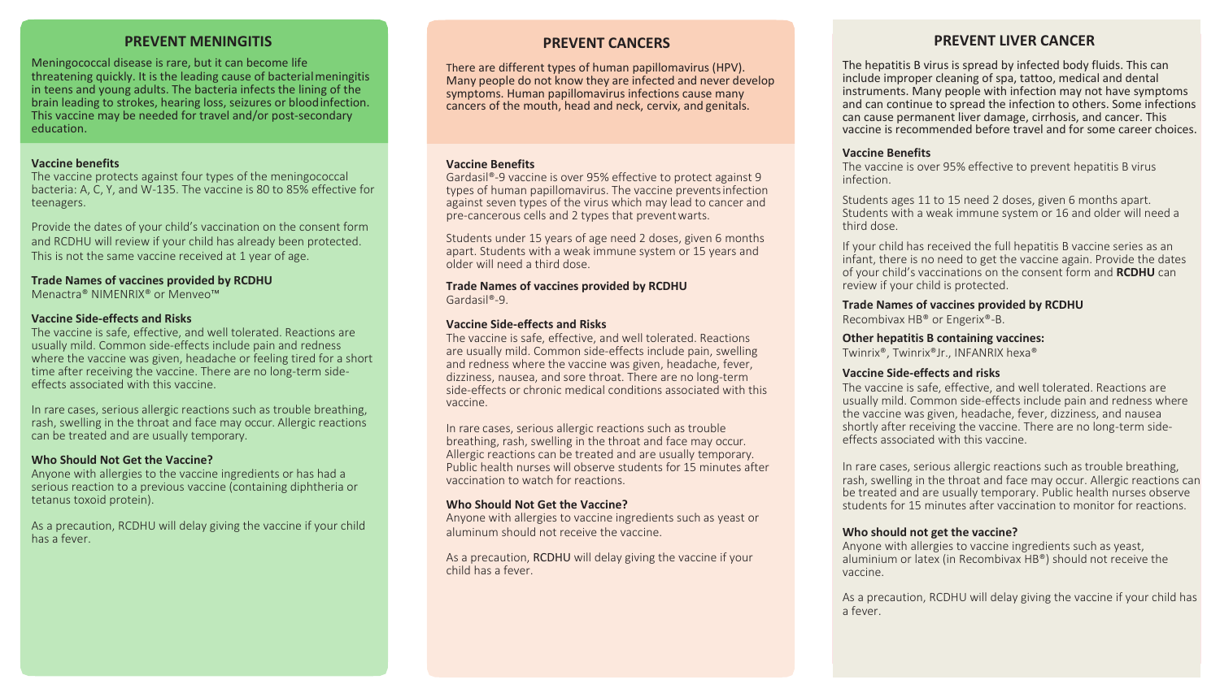## PREVENT MENINGITIS

Meningococcal disease is rare, but it can become life threatening quickly. It is the leading cause of bacterial meningitis in teens and young adults. The bacteria infects the lining of the brain leading to strokes, hearing loss, seizures or blood infection. This vaccine may be needed for travel and/or post-secondary education.

**Vaccine benefits**

The vaccine protects against four types of the meningococcal bacteria: A, C, Y, and W-135. The vaccine is 80 to 85% effective for teenagers.

Provide the dates of your child's vaccination on the consent form and RCDHU will review if your child has already been protected. This is not the same vaccine received at 1 year of age.

**Trade Names of vaccines provided by RCDHU**

Menactra® NIMENRIX® or Menveo™

**Vaccine Side-effects and Risks**

The vaccine is safe, effective, and well tolerated. Reactions are usually mild. Common side-effects include pain and redness where the vaccine was given, headache or feeling tired for a short time after receiving the vaccine. There are no long-term side-effects associated with this vaccine.

In rare cases, serious allergic reactions such as trouble breathing, rash, swelling in the throat and face may occur. Allergic reactions can be treated and are usually temporary.

**Who Should Not Get the Vaccine?**

Anyone with allergies to the vaccine ingredients or has had a serious reaction to a previous vaccine (containing diphtheria or tetanus toxoid protein).

As a precaution, RCDHU will delay giving the vaccine if your child has a fever.

## PREVENT CANCERS

There are different types of human papillomavirus (HPV). Many people do not know they are infected and never develop symptoms. Human papillomavirus infections cause many cancers of the mouth, head and neck, cervix, and genitals.

**Vaccine Benefits**

Gardasil®-9 vaccine is over 95% effective to protect against 9 types of human papillomavirus. The vaccine prevents infection against seven types of the virus which may lead to cancer and pre-cancerous cells and 2 types that prevent warts.

Students under 15 years of age need 2 doses, given 6 months apart. Students with a weak immune system or 15 years and older will need a third dose.

**Trade Names of vaccines provided by RCDHU**

Gardasil®-9.

**Vaccine Side-effects and Risks**

The vaccine is safe, effective, and well tolerated. Reactions are usually mild. Common side-effects include pain, swelling and redness where the vaccine was given, headache, fever, dizziness, nausea, and sore throat. There are no long-term side-effects or chronic medical conditions associated with this vaccine.

In rare cases, serious allergic reactions such as trouble breathing, rash, swelling in the throat and face may occur. Allergic reactions can be treated and are usually temporary. Public health nurses will observe students for 15 minutes after vaccination to watch for reactions.

**Who Should Not Get the Vaccine?**

Anyone with allergies to vaccine ingredients such as yeast or aluminum should not receive the vaccine.

As a precaution, RCDHU will delay giving the vaccine if your child has a fever.

## PREVENT LIVER CANCER

The hepatitis B virus is spread by infected body fluids. This can include improper cleaning of spa, tattoo, medical and dental instruments. Many people with infection may not have symptoms and can continue to spread the infection to others. Some infections can cause permanent liver damage, cirrhosis, and cancer. This vaccine is recommended before travel and for some career choices.

**Vaccine Benefits**

The vaccine is over 95% effective to prevent hepatitis B virus infection.

Students ages 11 to 15 need 2 doses, given 6 months apart. Students with a weak immune system or 16 and older will need a third dose.

If your child has received the full hepatitis B vaccine series as an infant, there is no need to get the vaccine again. Provide the dates of your child's vaccinations on the consent form and **RCDHU** can review if your child is protected.

**Trade Names of vaccines provided by RCDHU**

Recombivax HB® or Engerix®-B.

**Other hepatitis B containing vaccines:**

Twinrix®, Twinrix®Jr., INFANRIX hexa®

**Vaccine Side-effects and risks**

The vaccine is safe, effective, and well tolerated. Reactions are usually mild. Common side-effects include pain and redness where the vaccine was given, headache, fever, dizziness, and nausea shortly after receiving the vaccine. There are no long-term side-effects associated with this vaccine.

In rare cases, serious allergic reactions such as trouble breathing, rash, swelling in the throat and face may occur. Allergic reactions can be treated and are usually temporary. Public health nurses observe students for 15 minutes after vaccination to monitor for reactions.

**Who should not get the vaccine?**

Anyone with allergies to vaccine ingredients such as yeast, aluminium or latex (in Recombivax HB®) should not receive the vaccine.

As a precaution, RCDHU will delay giving the vaccine if your child has a fever.